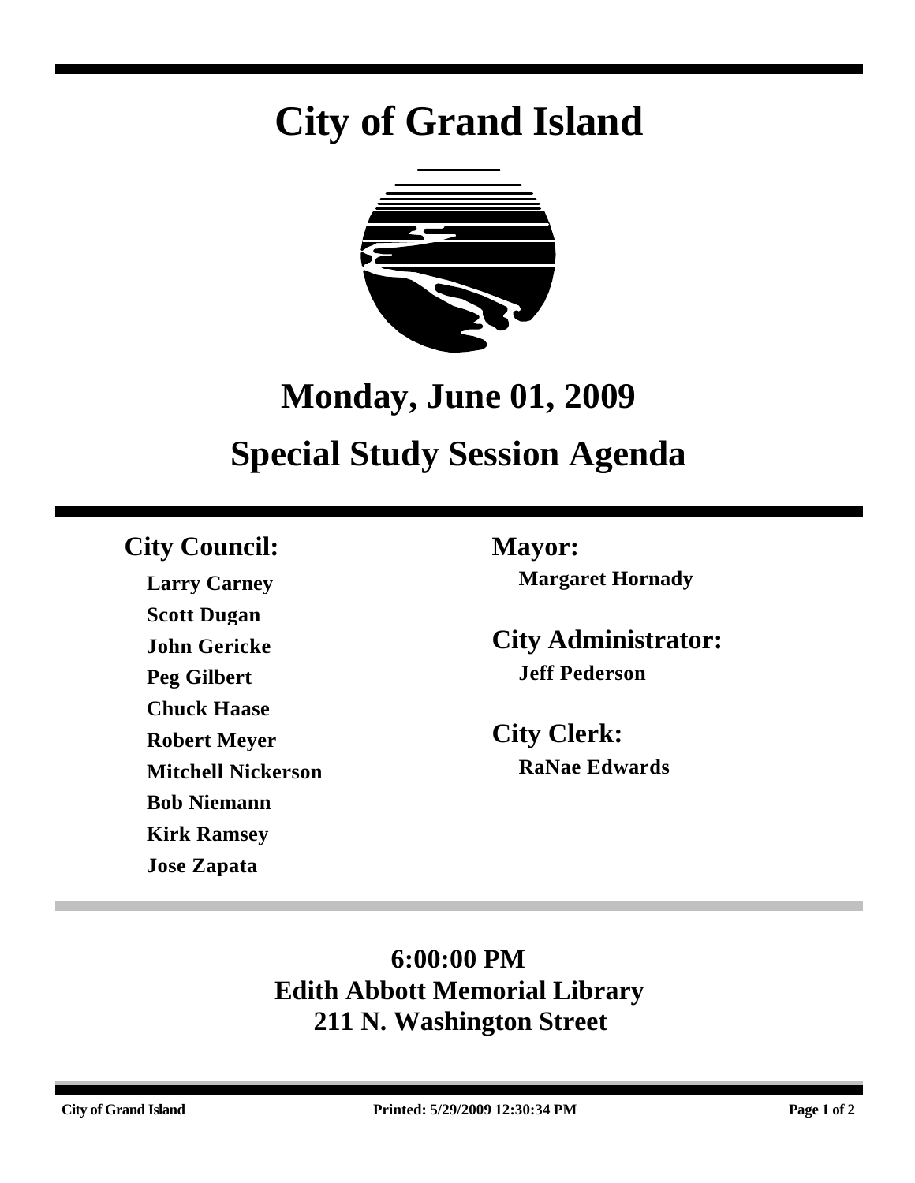# City of Grand Island

## Monday, June 01, 2009

## Special Study Session Agenda

**City Council:**

**Larry Carney**
**Scott Dugan**
**John Gericke**
**Peg Gilbert**
**Chuck Haase**
**Robert Meyer**
**Mitchell Nickerson**
**Bob Niemann**
**Kirk Ramsey**
**Jose Zapata**

**Mayor:**

**Margaret Hornady**

**City Administrator:**

**Jeff Pederson**

**City Clerk:**

**RaNae Edwards**

**6:00:00 PM**
**Edith Abbott Memorial Library**
**211 N. Washington Street**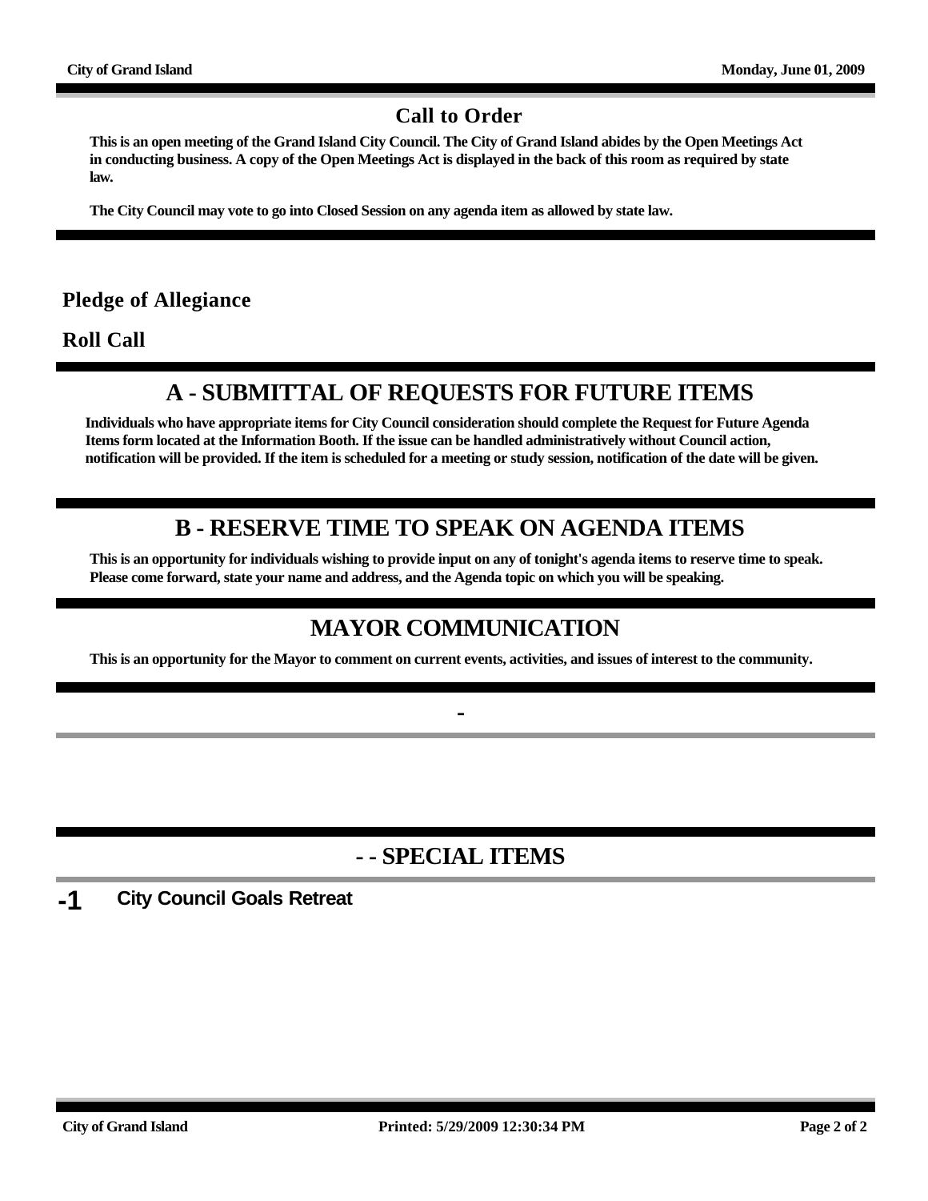## Call to Order

**This is an open meeting of the Grand Island City Council. The City of Grand Island abides by the Open Meetings Act in conducting business. A copy of the Open Meetings Act is displayed in the back of this room as required by state law.**

**The City Council may vote to go into Closed Session on any agenda item as allowed by state law.**

### Pledge of Allegiance

### Roll Call

# A - SUBMITTAL OF REQUESTS FOR FUTURE ITEMS

**Individuals who have appropriate items for City Council consideration should complete the Request for Future Agenda Items form located at the Information Booth. If the issue can be handled administratively without Council action, notification will be provided. If the item is scheduled for a meeting or study session, notification of the date will be given.**

# B - RESERVE TIME TO SPEAK ON AGENDA ITEMS

**This is an opportunity for individuals wishing to provide input on any of tonight's agenda items to reserve time to speak. Please come forward, state your name and address, and the Agenda topic on which you will be speaking.**

# MAYOR COMMUNICATION

**This is an opportunity for the Mayor to comment on current events, activities, and issues of interest to the community.**

-

# - - SPECIAL ITEMS

**-1** **City Council Goals Retreat**